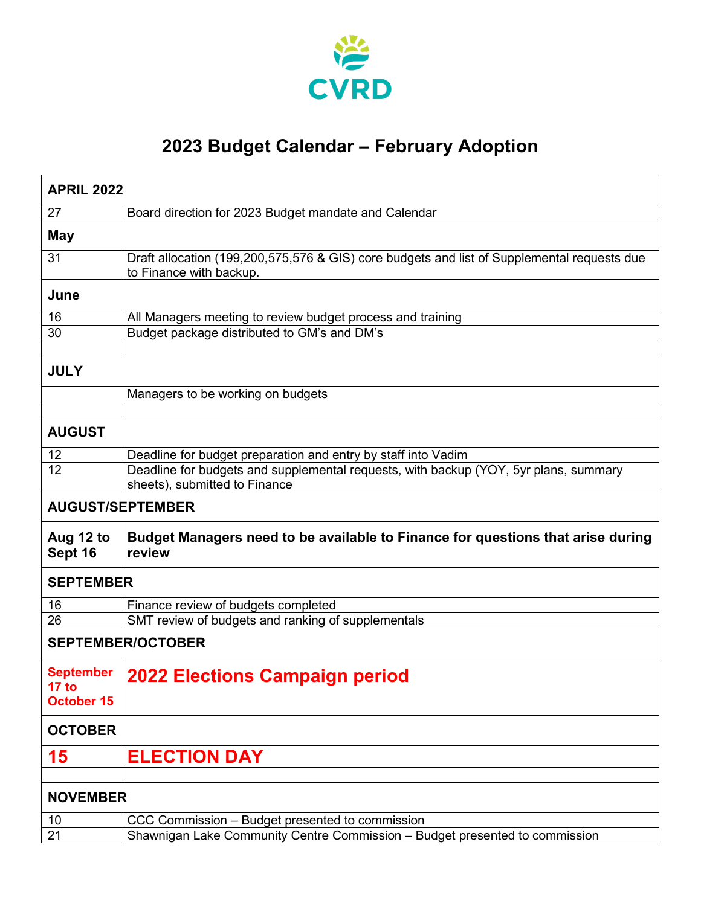CVRD

# 2023 Budget Calendar – February Adoption

| APRIL 2022 | |
|---|---|
| 27 | Board direction for 2023 Budget mandate and Calendar |
| **May** | |
| 31 | Draft allocation (199,200,575,576 & GIS) core budgets and list of Supplemental requests due to Finance with backup. |
| **June** | |
| 16 | All Managers meeting to review budget process and training |
| 30 | Budget package distributed to GM's and DM's |
| | |
| **JULY** | |
| | Managers to be working on budgets |
| | |
| **AUGUST** | |
| 12 | Deadline for budget preparation and entry by staff into Vadim |
| 12 | Deadline for budgets and supplemental requests, with backup (YOY, 5yr plans, summary sheets), submitted to Finance |
| **AUGUST/SEPTEMBER** | |
| **Aug 12 to Sept 16** | **Budget Managers need to be available to Finance for questions that arise during review** |
| **SEPTEMBER** | |
| 16 | Finance review of budgets completed |
| 26 | SMT review of budgets and ranking of supplementals |
| **SEPTEMBER/OCTOBER** | |
| **September 17 to October 15** | **2022 Elections Campaign period** |
| **OCTOBER** | |
| **15** | **ELECTION DAY** |
| | |
| **NOVEMBER** | |
| 10 | CCC Commission – Budget presented to commission |
| 21 | Shawnigan Lake Community Centre Commission – Budget presented to commission |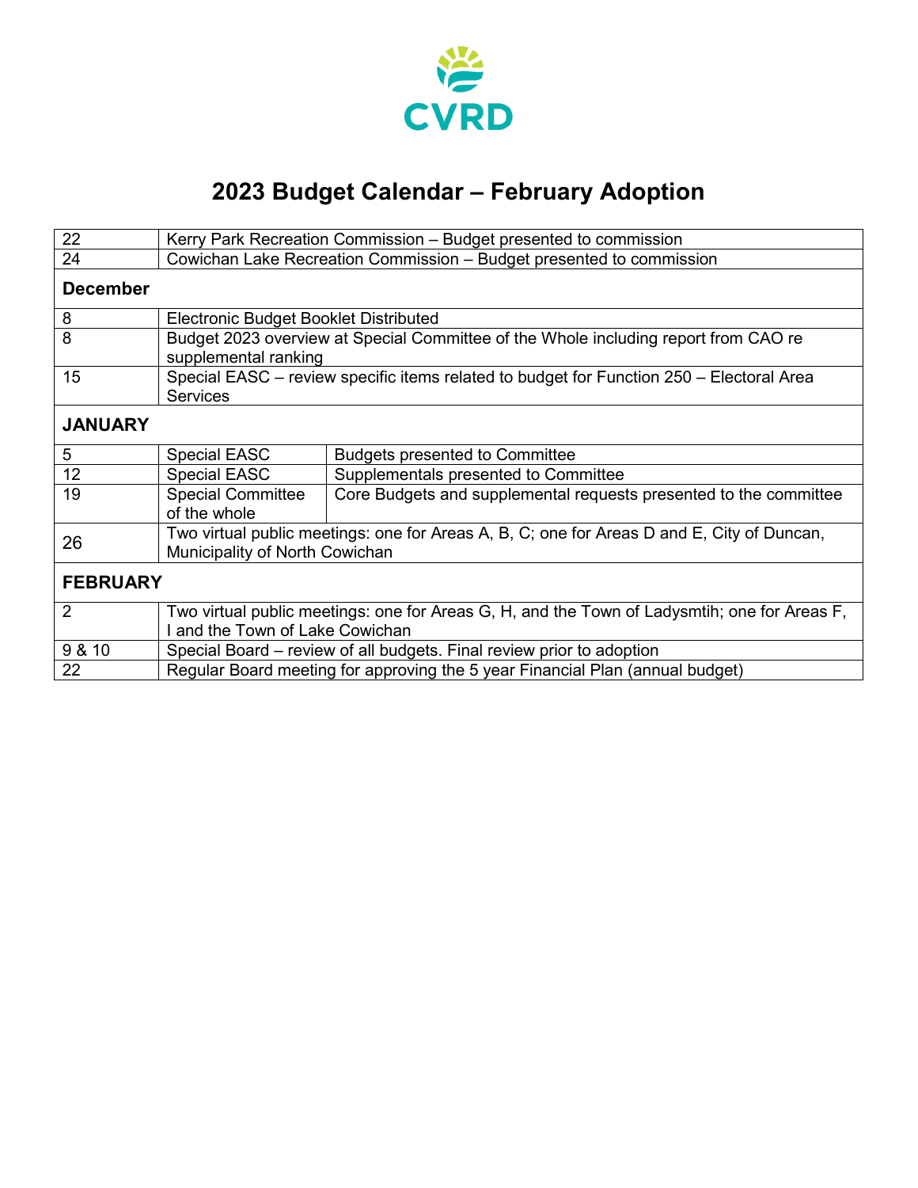# 2023 Budget Calendar – February Adoption

| | | |
|---|---|---|
| 22 | Kerry Park Recreation Commission – Budget presented to commission | |
| 24 | Cowichan Lake Recreation Commission – Budget presented to commission | |
| **December** | | |
| 8 | Electronic Budget Booklet Distributed | |
| 8 | Budget 2023 overview at Special Committee of the Whole including report from CAO re supplemental ranking | |
| 15 | Special EASC – review specific items related to budget for Function 250 – Electoral Area Services | |
| **JANUARY** | | |
| 5 | Special EASC | Budgets presented to Committee |
| 12 | Special EASC | Supplementals presented to Committee |
| 19 | Special Committee of the whole | Core Budgets and supplemental requests presented to the committee |
| 26 | Two virtual public meetings: one for Areas A, B, C; one for Areas D and E, City of Duncan, Municipality of North Cowichan | |
| **FEBRUARY** | | |
| 2 | Two virtual public meetings: one for Areas G, H, and the Town of Ladysmtih; one for Areas F, I and the Town of Lake Cowichan | |
| 9 & 10 | Special Board – review of all budgets. Final review prior to adoption | |
| 22 | Regular Board meeting for approving the 5 year Financial Plan (annual budget) | |